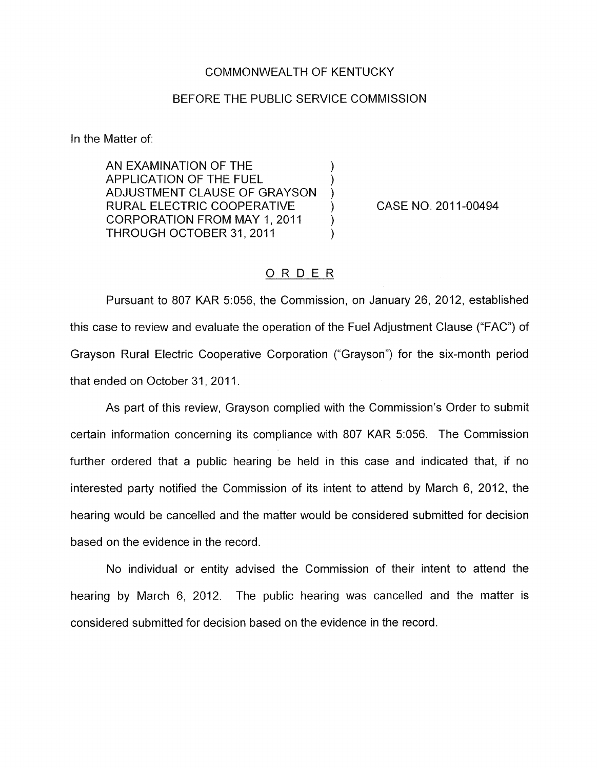COMMONWEALTH OF KENTUCKY

BEFORE THE PUBLIC SERVICE COMMISSION

In the Matter of:

AN EXAMINATION OF THE APPLICATION OF THE FUEL ADJUSTMENT CLAUSE OF GRAYSON RURAL ELECTRIC COOPERATIVE CORPORATION FROM MAY 1, 2011 THROUGH OCTOBER 31, 2011 ) ) ) ) ) )

CASE NO. 2011-00494

# ORDER

Pursuant to 807 KAR 5:056, the Commission, on January 26, 2012, established this case to review and evaluate the operation of the Fuel Adjustment Clause ("FAC") of Grayson Rural Electric Cooperative Corporation ("Grayson") for the six-month period that ended on October 31, 2011.

As part of this review, Grayson complied with the Commission's Order to submit certain information concerning its compliance with 807 KAR 5:056. The Commission further ordered that a public hearing be held in this case and indicated that, if no interested party notified the Commission of its intent to attend by March 6, 2012, the hearing would be cancelled and the matter would be considered submitted for decision based on the evidence in the record.

No individual or entity advised the Commission of their intent to attend the hearing by March 6, 2012. The public hearing was cancelled and the matter is considered submitted for decision based on the evidence in the record.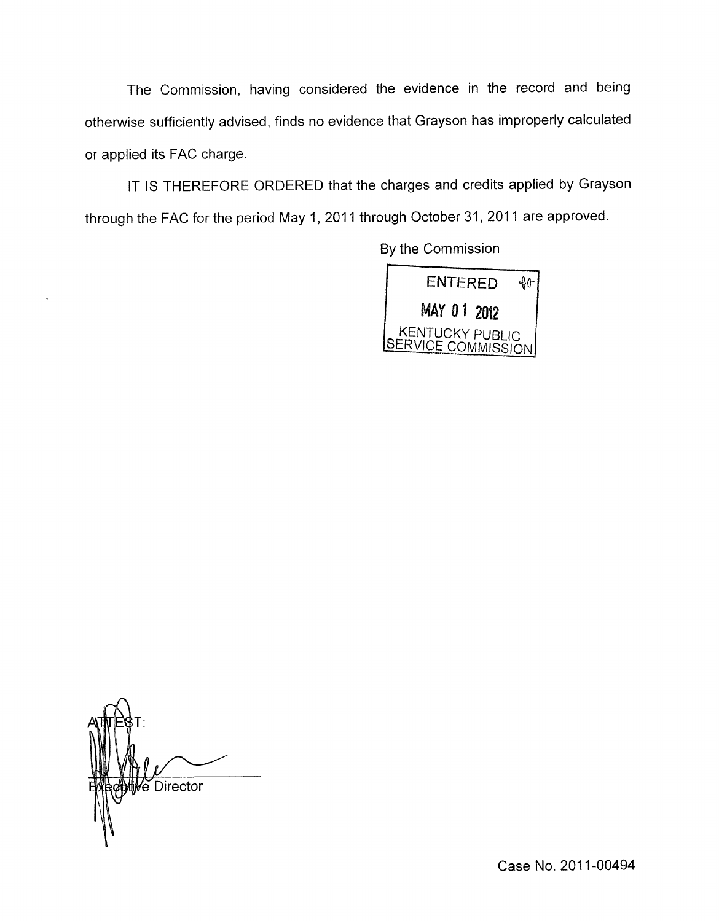The Commission, having considered the evidence in the record and being otherwise sufficiently advised, finds no evidence that Grayson has improperly calculated or applied its FAC charge.

IT IS THEREFORE ORDERED that the charges and credits applied by Grayson through the FAC for the period May 1, 2011 through October 31, 2011 are approved.

By the Commission

ENTERED

MAY 01 2012

KENTUCKY PUBLIC SERVICE COMMISSION

ATTEST:

Executive Director

Case No. 2011-00494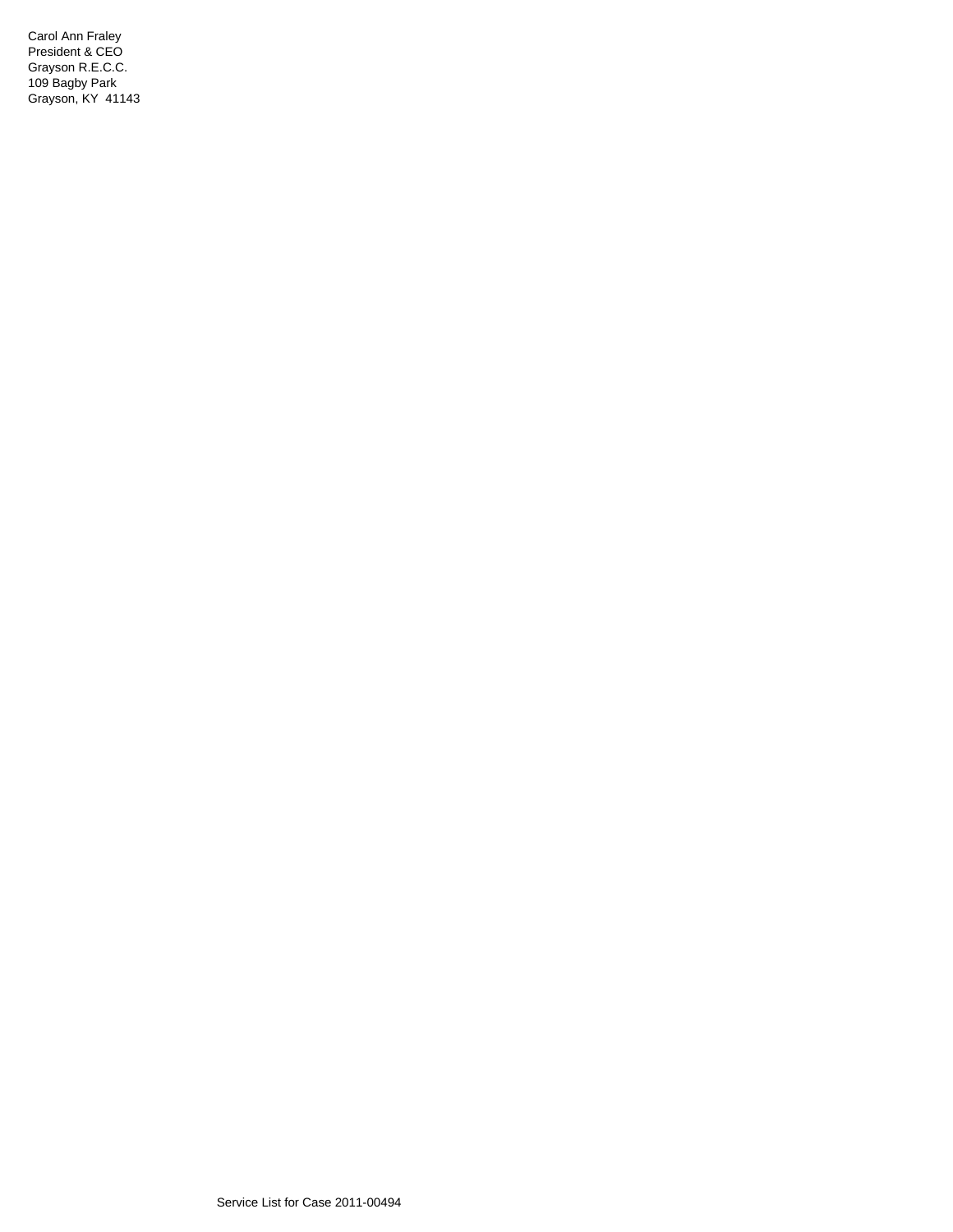Carol Ann Fraley
President & CEO
Grayson R.E.C.C.
109 Bagby Park
Grayson, KY 41143